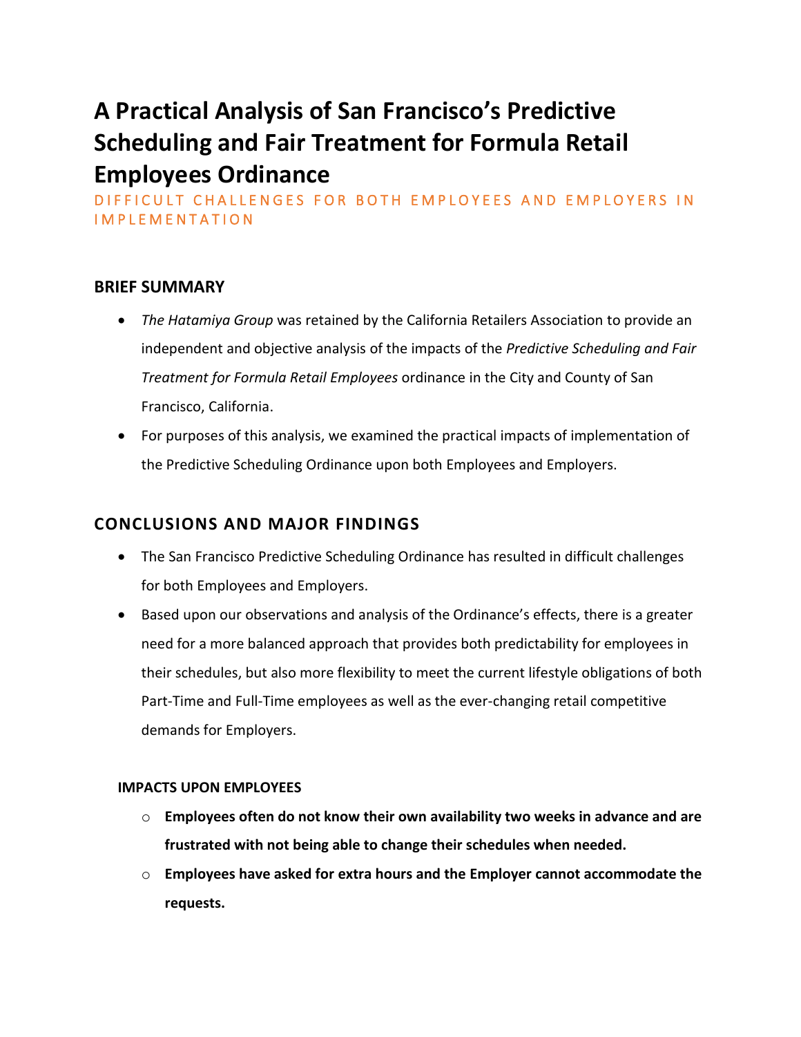# A Practical Analysis of San Francisco's Predictive Scheduling and Fair Treatment for Formula Retail Employees Ordinance

DIFFICULT CHALLENGES FOR BOTH EMPLOYEES AND EMPLOYERS IN IMPLEMENTATION

## BRIEF SUMMARY

- *The Hatamiya Group* was retained by the California Retailers Association to provide an independent and objective analysis of the impacts of the *Predictive Scheduling and Fair Treatment for Formula Retail Employees* ordinance in the City and County of San Francisco, California.
- For purposes of this analysis, we examined the practical impacts of implementation of the Predictive Scheduling Ordinance upon both Employees and Employers.

## CONCLUSIONS AND MAJOR FINDINGS

- The San Francisco Predictive Scheduling Ordinance has resulted in difficult challenges for both Employees and Employers.
- Based upon our observations and analysis of the Ordinance's effects, there is a greater need for a more balanced approach that provides both predictability for employees in their schedules, but also more flexibility to meet the current lifestyle obligations of both Part-Time and Full-Time employees as well as the ever-changing retail competitive demands for Employers.

### IMPACTS UPON EMPLOYEES

- **Employees often do not know their own availability two weeks in advance and are frustrated with not being able to change their schedules when needed.**
- **Employees have asked for extra hours and the Employer cannot accommodate the requests.**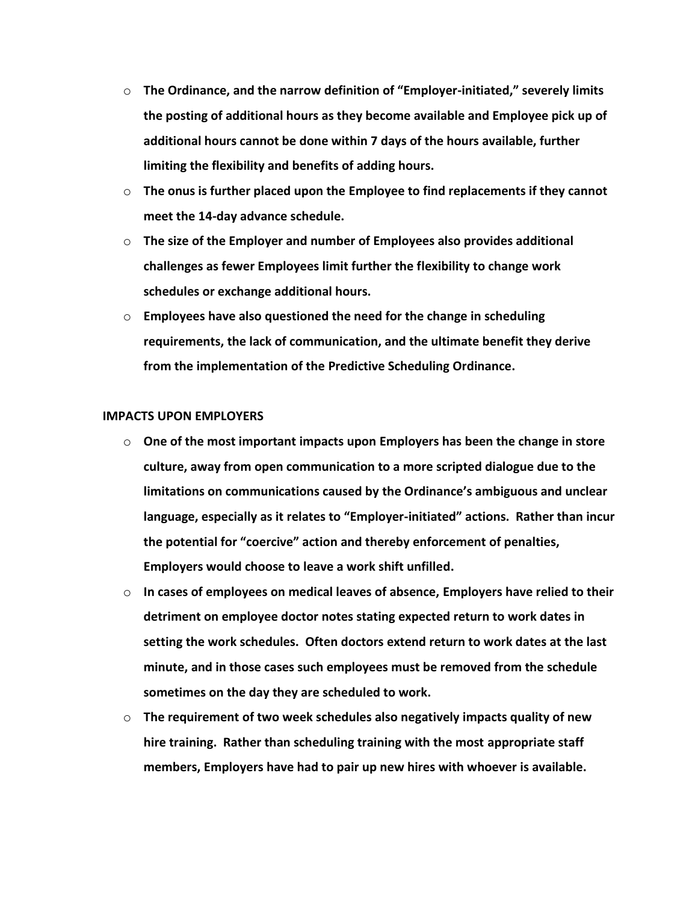- **The Ordinance, and the narrow definition of "Employer-initiated," severely limits the posting of additional hours as they become available and Employee pick up of additional hours cannot be done within 7 days of the hours available, further limiting the flexibility and benefits of adding hours.**
- **The onus is further placed upon the Employee to find replacements if they cannot meet the 14-day advance schedule.**
- **The size of the Employer and number of Employees also provides additional challenges as fewer Employees limit further the flexibility to change work schedules or exchange additional hours.**
- **Employees have also questioned the need for the change in scheduling requirements, the lack of communication, and the ultimate benefit they derive from the implementation of the Predictive Scheduling Ordinance.**

**IMPACTS UPON EMPLOYERS**

- **One of the most important impacts upon Employers has been the change in store culture, away from open communication to a more scripted dialogue due to the limitations on communications caused by the Ordinance's ambiguous and unclear language, especially as it relates to "Employer-initiated" actions. Rather than incur the potential for "coercive" action and thereby enforcement of penalties, Employers would choose to leave a work shift unfilled.**
- **In cases of employees on medical leaves of absence, Employers have relied to their detriment on employee doctor notes stating expected return to work dates in setting the work schedules. Often doctors extend return to work dates at the last minute, and in those cases such employees must be removed from the schedule sometimes on the day they are scheduled to work.**
- **The requirement of two week schedules also negatively impacts quality of new hire training. Rather than scheduling training with the most appropriate staff members, Employers have had to pair up new hires with whoever is available.**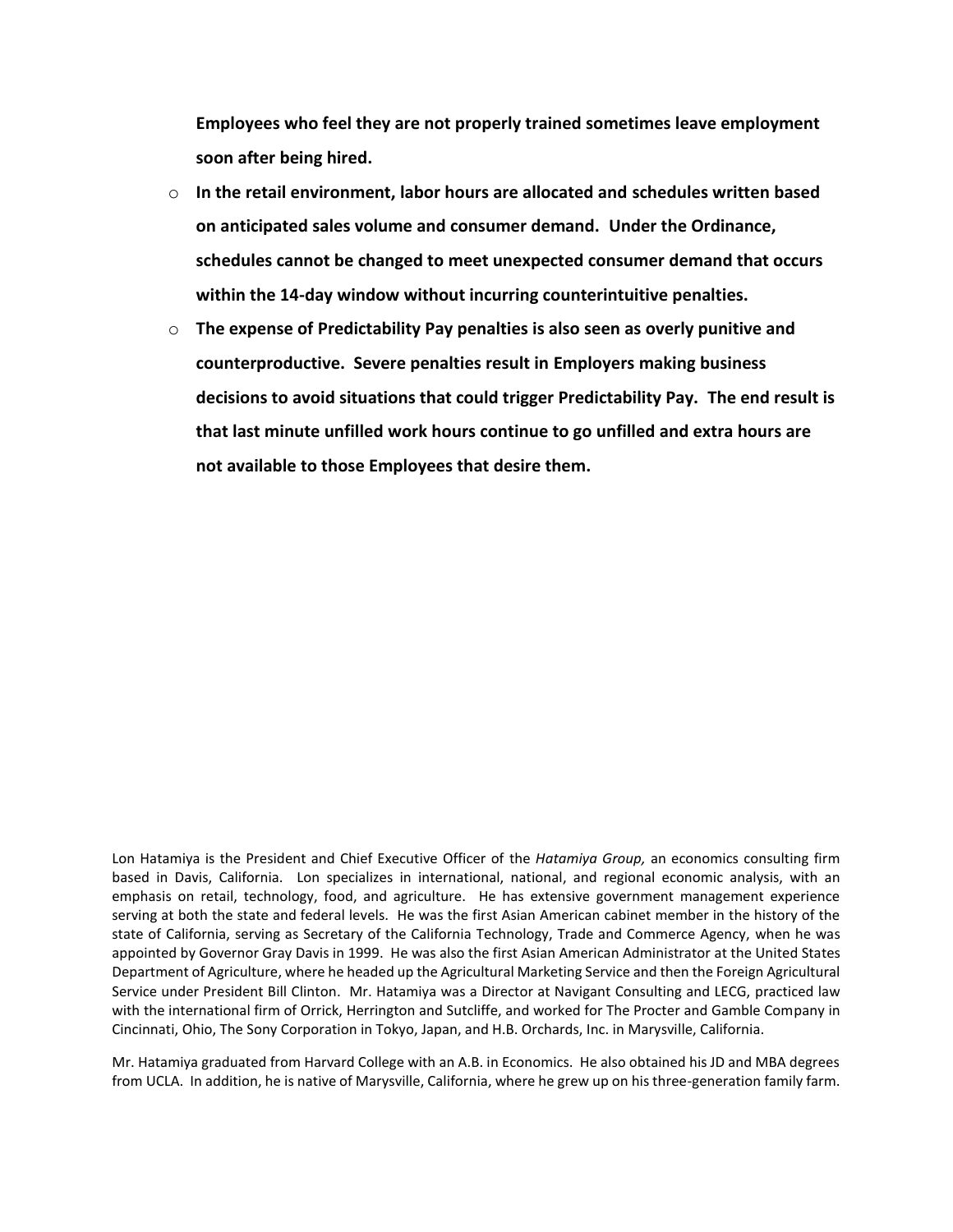**Employees who feel they are not properly trained sometimes leave employment soon after being hired.**

- **In the retail environment, labor hours are allocated and schedules written based on anticipated sales volume and consumer demand. Under the Ordinance, schedules cannot be changed to meet unexpected consumer demand that occurs within the 14-day window without incurring counterintuitive penalties.**
- **The expense of Predictability Pay penalties is also seen as overly punitive and counterproductive. Severe penalties result in Employers making business decisions to avoid situations that could trigger Predictability Pay. The end result is that last minute unfilled work hours continue to go unfilled and extra hours are not available to those Employees that desire them.**

Lon Hatamiya is the President and Chief Executive Officer of the *Hatamiya Group,* an economics consulting firm based in Davis, California. Lon specializes in international, national, and regional economic analysis, with an emphasis on retail, technology, food, and agriculture. He has extensive government management experience serving at both the state and federal levels. He was the first Asian American cabinet member in the history of the state of California, serving as Secretary of the California Technology, Trade and Commerce Agency, when he was appointed by Governor Gray Davis in 1999. He was also the first Asian American Administrator at the United States Department of Agriculture, where he headed up the Agricultural Marketing Service and then the Foreign Agricultural Service under President Bill Clinton. Mr. Hatamiya was a Director at Navigant Consulting and LECG, practiced law with the international firm of Orrick, Herrington and Sutcliffe, and worked for The Procter and Gamble Company in Cincinnati, Ohio, The Sony Corporation in Tokyo, Japan, and H.B. Orchards, Inc. in Marysville, California.

Mr. Hatamiya graduated from Harvard College with an A.B. in Economics. He also obtained his JD and MBA degrees from UCLA. In addition, he is native of Marysville, California, where he grew up on his three-generation family farm.